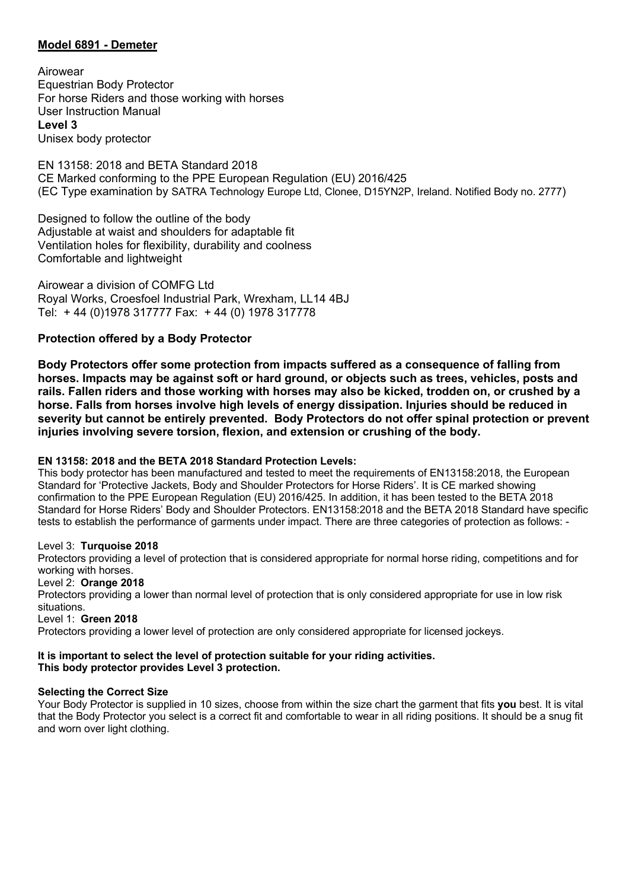# Model 6891 - Demeter

Airowear
Equestrian Body Protector
For horse Riders and those working with horses
User Instruction Manual
**Level 3**
Unisex body protector

EN 13158: 2018 and BETA Standard 2018
CE Marked conforming to the PPE European Regulation (EU) 2016/425
(EC Type examination by SATRA Technology Europe Ltd, Clonee, D15YN2P, Ireland. Notified Body no. 2777)

Designed to follow the outline of the body
Adjustable at waist and shoulders for adaptable fit
Ventilation holes for flexibility, durability and coolness
Comfortable and lightweight

Airowear a division of COMFG Ltd
Royal Works, Croesfoel Industrial Park, Wrexham, LL14 4BJ
Tel: + 44 (0)1978 317777 Fax: + 44 (0) 1978 317778

## Protection offered by a Body Protector

**Body Protectors offer some protection from impacts suffered as a consequence of falling from horses. Impacts may be against soft or hard ground, or objects such as trees, vehicles, posts and rails. Fallen riders and those working with horses may also be kicked, trodden on, or crushed by a horse. Falls from horses involve high levels of energy dissipation. Injuries should be reduced in severity but cannot be entirely prevented. Body Protectors do not offer spinal protection or prevent injuries involving severe torsion, flexion, and extension or crushing of the body.**

### EN 13158: 2018 and the BETA 2018 Standard Protection Levels:

This body protector has been manufactured and tested to meet the requirements of EN13158:2018, the European Standard for 'Protective Jackets, Body and Shoulder Protectors for Horse Riders'. It is CE marked showing confirmation to the PPE European Regulation (EU) 2016/425. In addition, it has been tested to the BETA 2018 Standard for Horse Riders' Body and Shoulder Protectors. EN13158:2018 and the BETA 2018 Standard have specific tests to establish the performance of garments under impact. There are three categories of protection as follows: -

Level 3: **Turquoise 2018**
Protectors providing a level of protection that is considered appropriate for normal horse riding, competitions and for working with horses.

Level 2: **Orange 2018**
Protectors providing a lower than normal level of protection that is only considered appropriate for use in low risk situations.

Level 1: **Green 2018**
Protectors providing a lower level of protection are only considered appropriate for licensed jockeys.

**It is important to select the level of protection suitable for your riding activities.**
**This body protector provides Level 3 protection.**

### Selecting the Correct Size

Your Body Protector is supplied in 10 sizes, choose from within the size chart the garment that fits **you** best. It is vital that the Body Protector you select is a correct fit and comfortable to wear in all riding positions. It should be a snug fit and worn over light clothing.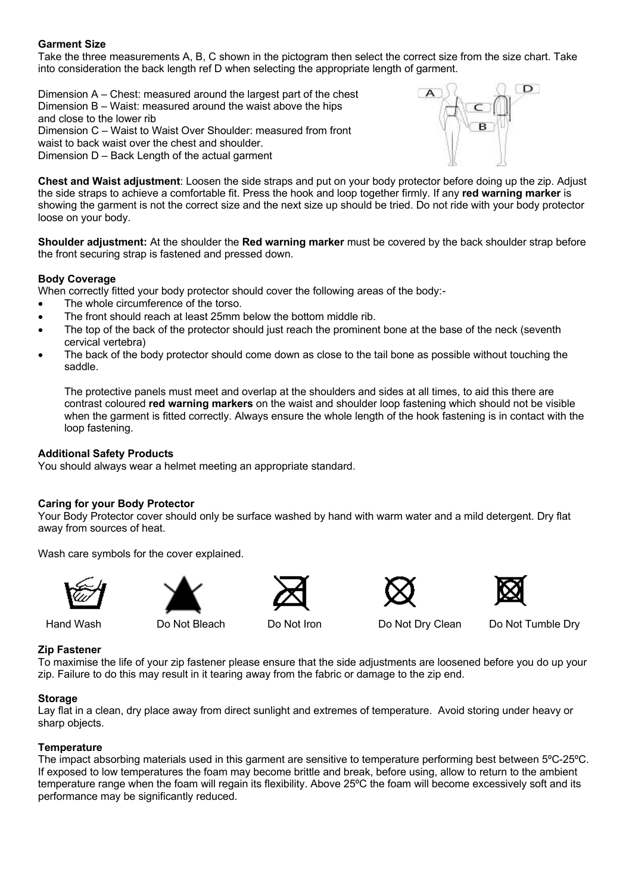**Garment Size**

Take the three measurements A, B, C shown in the pictogram then select the correct size from the size chart. Take into consideration the back length ref D when selecting the appropriate length of garment.

Dimension A – Chest: measured around the largest part of the chest
Dimension B – Waist: measured around the waist above the hips and close to the lower rib
Dimension C – Waist to Waist Over Shoulder: measured from front waist to back waist over the chest and shoulder.
Dimension D – Back Length of the actual garment

**Chest and Waist adjustment**: Loosen the side straps and put on your body protector before doing up the zip. Adjust the side straps to achieve a comfortable fit. Press the hook and loop together firmly. If any **red warning marker** is showing the garment is not the correct size and the next size up should be tried. Do not ride with your body protector loose on your body.

**Shoulder adjustment:** At the shoulder the **Red warning marker** must be covered by the back shoulder strap before the front securing strap is fastened and pressed down.

**Body Coverage**

When correctly fitted your body protector should cover the following areas of the body:-

- The whole circumference of the torso.
- The front should reach at least 25mm below the bottom middle rib.
- The top of the back of the protector should just reach the prominent bone at the base of the neck (seventh cervical vertebra)
- The back of the body protector should come down as close to the tail bone as possible without touching the saddle.

The protective panels must meet and overlap at the shoulders and sides at all times, to aid this there are contrast coloured **red warning markers** on the waist and shoulder loop fastening which should not be visible when the garment is fitted correctly. Always ensure the whole length of the hook fastening is in contact with the loop fastening.

**Additional Safety Products**

You should always wear a helmet meeting an appropriate standard.

**Caring for your Body Protector**

Your Body Protector cover should only be surface washed by hand with warm water and a mild detergent. Dry flat away from sources of heat.

Wash care symbols for the cover explained.

Hand Wash    Do Not Bleach    Do Not Iron    Do Not Dry Clean    Do Not Tumble Dry

**Zip Fastener**

To maximise the life of your zip fastener please ensure that the side adjustments are loosened before you do up your zip. Failure to do this may result in it tearing away from the fabric or damage to the zip end.

**Storage**

Lay flat in a clean, dry place away from direct sunlight and extremes of temperature. Avoid storing under heavy or sharp objects.

**Temperature**

The impact absorbing materials used in this garment are sensitive to temperature performing best between 5ºC-25ºC. If exposed to low temperatures the foam may become brittle and break, before using, allow to return to the ambient temperature range when the foam will regain its flexibility. Above 25ºC the foam will become excessively soft and its performance may be significantly reduced.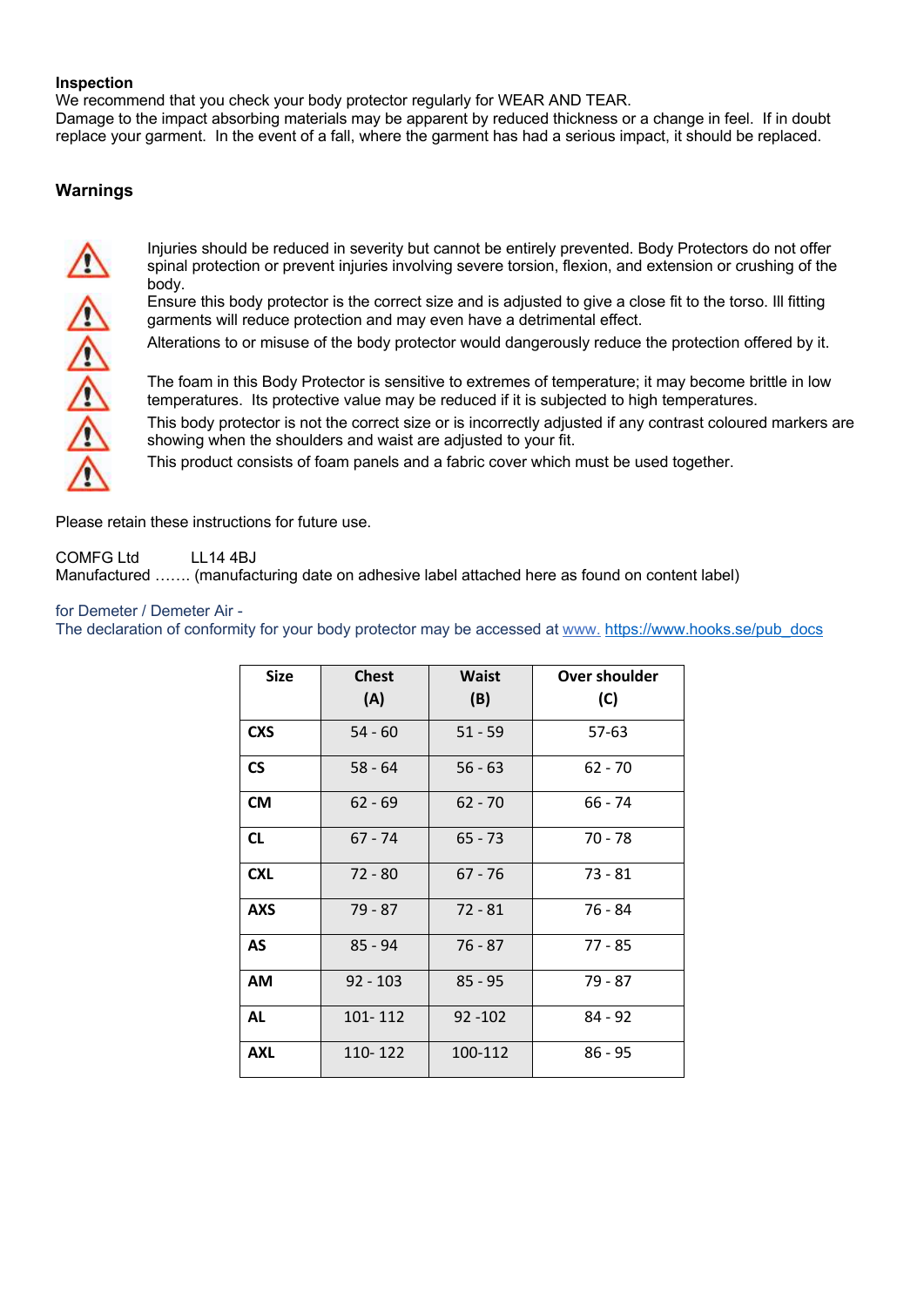**Inspection**
We recommend that you check your body protector regularly for WEAR AND TEAR.
Damage to the impact absorbing materials may be apparent by reduced thickness or a change in feel. If in doubt replace your garment. In the event of a fall, where the garment has had a serious impact, it should be replaced.

## Warnings

Injuries should be reduced in severity but cannot be entirely prevented. Body Protectors do not offer spinal protection or prevent injuries involving severe torsion, flexion, and extension or crushing of the body.

Ensure this body protector is the correct size and is adjusted to give a close fit to the torso. Ill fitting garments will reduce protection and may even have a detrimental effect.

Alterations to or misuse of the body protector would dangerously reduce the protection offered by it.

The foam in this Body Protector is sensitive to extremes of temperature; it may become brittle in low temperatures. Its protective value may be reduced if it is subjected to high temperatures.

This body protector is not the correct size or is incorrectly adjusted if any contrast coloured markers are showing when the shoulders and waist are adjusted to your fit.

This product consists of foam panels and a fabric cover which must be used together.

Please retain these instructions for future use.

COMFG Ltd LL14 4BJ
Manufactured ……. (manufacturing date on adhesive label attached here as found on content label)

for Demeter / Demeter Air -
The declaration of conformity for your body protector may be accessed at www. https://www.hooks.se/pub_docs

| Size | Chest (A) | Waist (B) | Over shoulder (C) |
|---|---|---|---|
| CXS | 54 - 60 | 51 - 59 | 57-63 |
| CS | 58 - 64 | 56 - 63 | 62 - 70 |
| CM | 62 - 69 | 62 - 70 | 66 - 74 |
| CL | 67 - 74 | 65 - 73 | 70 - 78 |
| CXL | 72 - 80 | 67 - 76 | 73 - 81 |
| AXS | 79 - 87 | 72 - 81 | 76 - 84 |
| AS | 85 - 94 | 76 - 87 | 77 - 85 |
| AM | 92 - 103 | 85 - 95 | 79 - 87 |
| AL | 101- 112 | 92 -102 | 84 - 92 |
| AXL | 110- 122 | 100-112 | 86 - 95 |